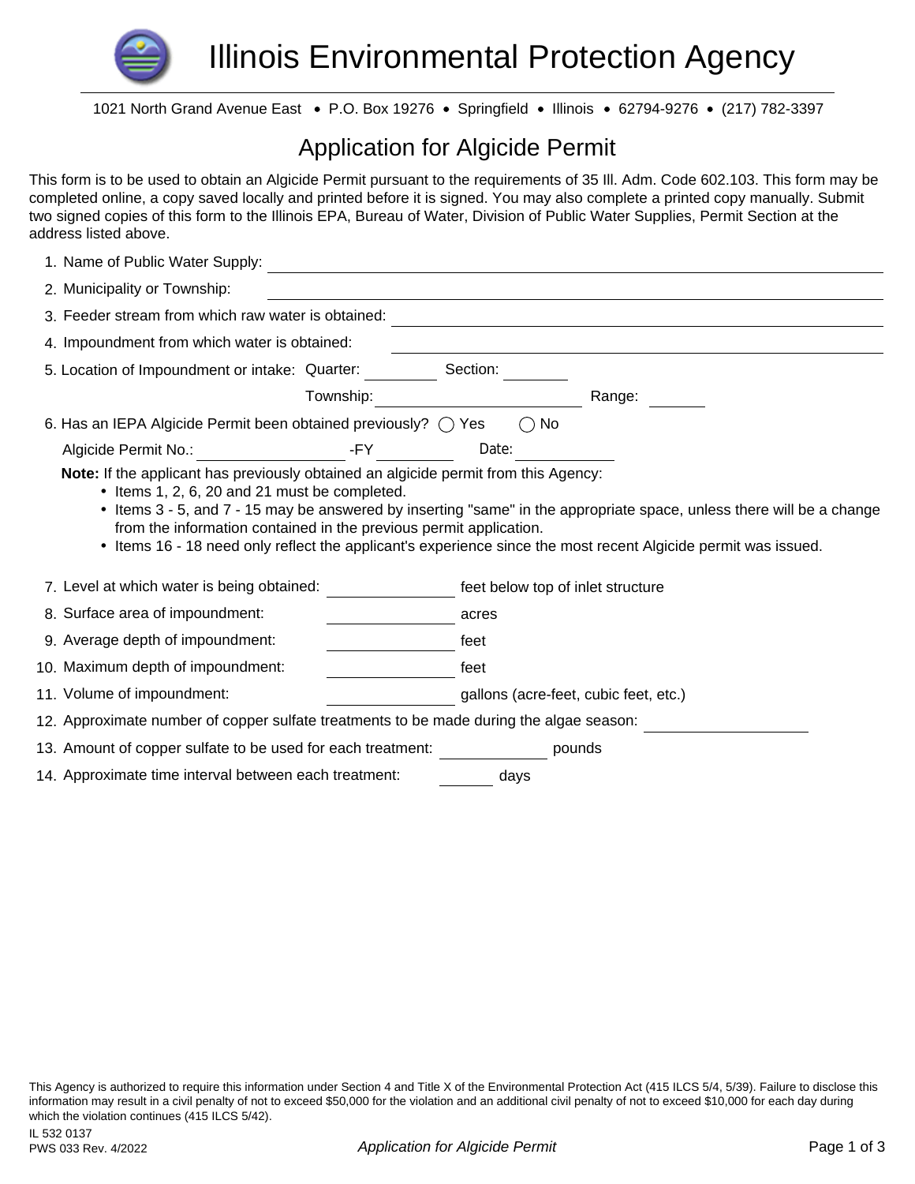# Illinois Environmental Protection Agency

1021 North Grand Avenue East • P.O. Box 19276 • Springfield • Illinois • 62794-9276 • (217) 782-3397

## Application for Algicide Permit

This form is to be used to obtain an Algicide Permit pursuant to the requirements of 35 Ill. Adm. Code 602.103. This form may be completed online, a copy saved locally and printed before it is signed. You may also complete a printed copy manually. Submit two signed copies of this form to the Illinois EPA, Bureau of Water, Division of Public Water Supplies, Permit Section at the address listed above.

1. Name of Public Water Supply: ____________________
2. Municipality or Township: ____________________
3. Feeder stream from which raw water is obtained: ____________________
4. Impoundment from which water is obtained: ____________________
5. Location of Impoundment or intake: Quarter: ________ Section: ________ Township: ____________ Range: ________
6. Has an IEPA Algicide Permit been obtained previously? ◯ Yes ◯ No

   Algicide Permit No.: ____________ -FY ________ Date: ________

   **Note:** If the applicant has previously obtained an algicide permit from this Agency:
   - Items 1, 2, 6, 20 and 21 must be completed.
   - Items 3 - 5, and 7 - 15 may be answered by inserting "same" in the appropriate space, unless there will be a change from the information contained in the previous permit application.
   - Items 16 - 18 need only reflect the applicant's experience since the most recent Algicide permit was issued.

7. Level at which water is being obtained: ________ feet below top of inlet structure
8. Surface area of impoundment: ________ acres
9. Average depth of impoundment: ________ feet
10. Maximum depth of impoundment: ________ feet
11. Volume of impoundment: ________ gallons (acre-feet, cubic feet, etc.)
12. Approximate number of copper sulfate treatments to be made during the algae season: ________
13. Amount of copper sulfate to be used for each treatment: ________ pounds
14. Approximate time interval between each treatment: ________ days

This Agency is authorized to require this information under Section 4 and Title X of the Environmental Protection Act (415 ILCS 5/4, 5/39). Failure to disclose this information may result in a civil penalty of not to exceed $50,000 for the violation and an additional civil penalty of not to exceed $10,000 for each day during which the violation continues (415 ILCS 5/42).

IL 532 0137
PWS 033 Rev. 4/2022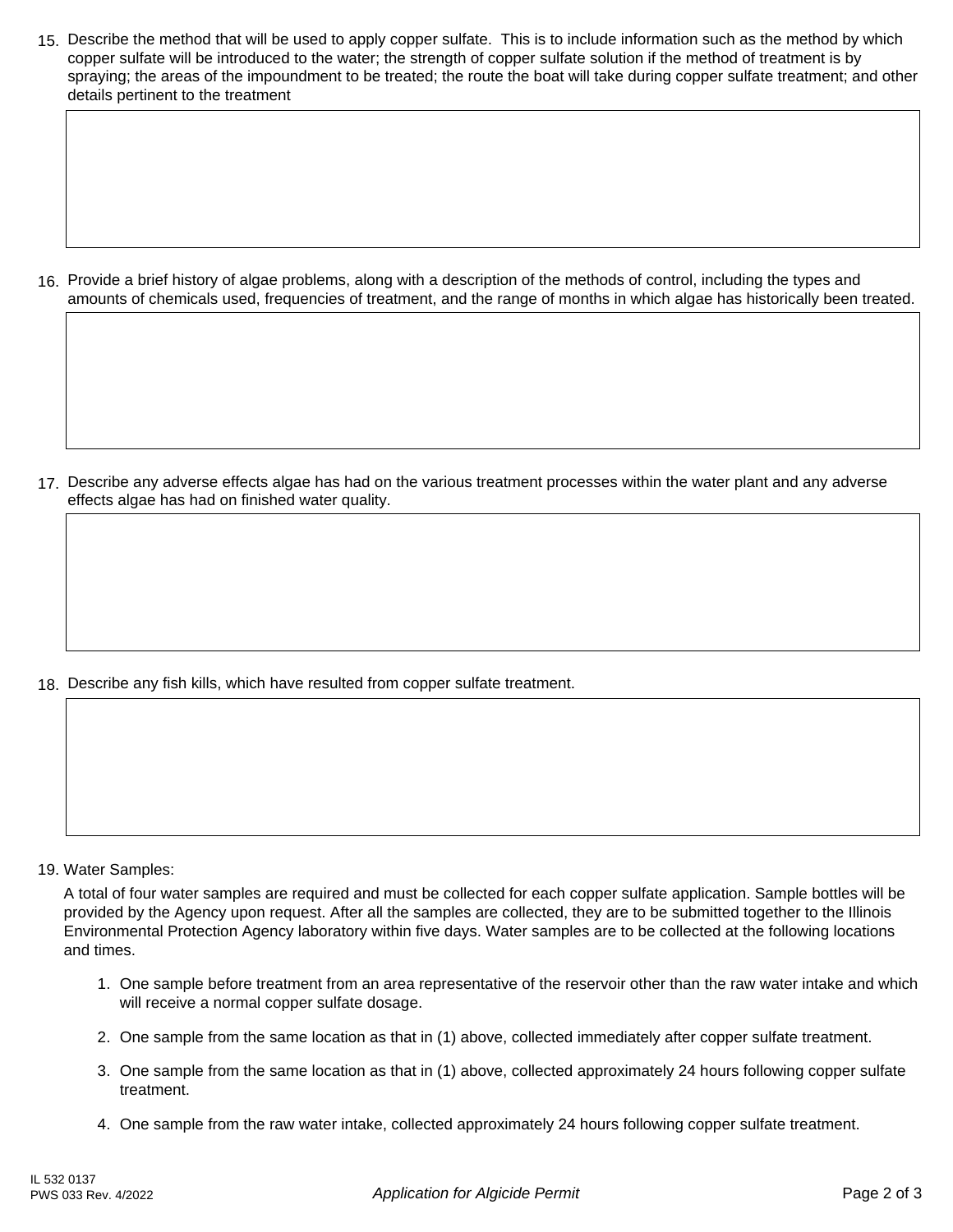15. Describe the method that will be used to apply copper sulfate. This is to include information such as the method by which copper sulfate will be introduced to the water; the strength of copper sulfate solution if the method of treatment is by spraying; the areas of the impoundment to be treated; the route the boat will take during copper sulfate treatment; and other details pertinent to the treatment

16. Provide a brief history of algae problems, along with a description of the methods of control, including the types and amounts of chemicals used, frequencies of treatment, and the range of months in which algae has historically been treated.

17. Describe any adverse effects algae has had on the various treatment processes within the water plant and any adverse effects algae has had on finished water quality.

18. Describe any fish kills, which have resulted from copper sulfate treatment.

19. Water Samples:

A total of four water samples are required and must be collected for each copper sulfate application. Sample bottles will be provided by the Agency upon request. After all the samples are collected, they are to be submitted together to the Illinois Environmental Protection Agency laboratory within five days. Water samples are to be collected at the following locations and times.

1. One sample before treatment from an area representative of the reservoir other than the raw water intake and which will receive a normal copper sulfate dosage.
2. One sample from the same location as that in (1) above, collected immediately after copper sulfate treatment.
3. One sample from the same location as that in (1) above, collected approximately 24 hours following copper sulfate treatment.
4. One sample from the raw water intake, collected approximately 24 hours following copper sulfate treatment.

IL 532 0137
PWS 033 Rev. 4/2022

*Application for Algicide Permit*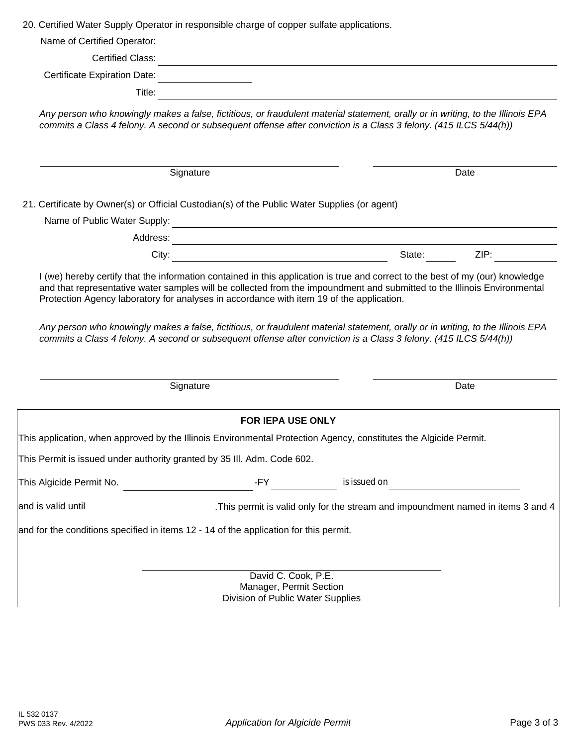20. Certified Water Supply Operator in responsible charge of copper sulfate applications.

Name of Certified Operator: ______________________________

Certified Class: ______________________________

Certificate Expiration Date: ______________

Title: ______________________________

*Any person who knowingly makes a false, fictitious, or fraudulent material statement, orally or in writing, to the Illinois EPA commits a Class 4 felony. A second or subsequent offense after conviction is a Class 3 felony. (415 ILCS 5/44(h))*

______________________________ Signature

______________________________ Date

21. Certificate by Owner(s) or Official Custodian(s) of the Public Water Supplies (or agent)

Name of Public Water Supply: ______________________________

Address: ______________________________

City: ______________________ State: ______ ZIP: __________

I (we) hereby certify that the information contained in this application is true and correct to the best of my (our) knowledge and that representative water samples will be collected from the impoundment and submitted to the Illinois Environmental Protection Agency laboratory for analyses in accordance with item 19 of the application.

*Any person who knowingly makes a false, fictitious, or fraudulent material statement, orally or in writing, to the Illinois EPA commits a Class 4 felony. A second or subsequent offense after conviction is a Class 3 felony. (415 ILCS 5/44(h))*

______________________________ Signature

______________________________ Date

**FOR IEPA USE ONLY**

This application, when approved by the Illinois Environmental Protection Agency, constitutes the Algicide Permit.

This Permit is issued under authority granted by 35 Ill. Adm. Code 602.

This Algicide Permit No. ______________ -FY ________ is issued on ______________

and is valid until ______________ .This permit is valid only for the stream and impoundment named in items 3 and 4 and for the conditions specified in items 12 - 14 of the application for this permit.

______________________________

David C. Cook, P.E.
Manager, Permit Section
Division of Public Water Supplies

IL 532 0137
PWS 033 Rev. 4/2022

*Application for Algicide Permit*